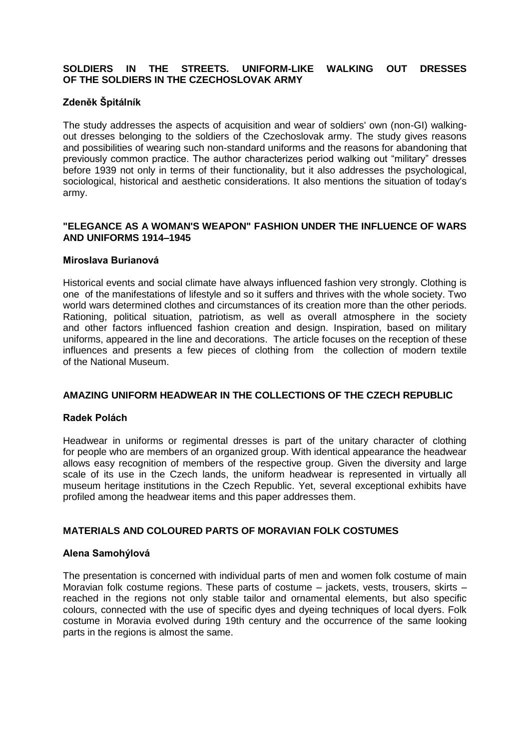## SOLDIERS IN THE STREETS. UNIFORM-LIKE WALKING OUT DRESSES OF THE SOLDIERS IN THE CZECHOSLOVAK ARMY

**Zdeněk Špitálník**

The study addresses the aspects of acquisition and wear of soldiers' own (non-GI) walking-out dresses belonging to the soldiers of the Czechoslovak army. The study gives reasons and possibilities of wearing such non-standard uniforms and the reasons for abandoning that previously common practice. The author characterizes period walking out "military" dresses before 1939 not only in terms of their functionality, but it also addresses the psychological, sociological, historical and aesthetic considerations. It also mentions the situation of today's army.

## "ELEGANCE AS A WOMAN'S WEAPON" FASHION UNDER THE INFLUENCE OF WARS AND UNIFORMS 1914–1945

**Miroslava Burianová**

Historical events and social climate have always influenced fashion very strongly. Clothing is one of the manifestations of lifestyle and so it suffers and thrives with the whole society. Two world wars determined clothes and circumstances of its creation more than the other periods. Rationing, political situation, patriotism, as well as overall atmosphere in the society and other factors influenced fashion creation and design. Inspiration, based on military uniforms, appeared in the line and decorations. The article focuses on the reception of these influences and presents a few pieces of clothing from the collection of modern textile of the National Museum.

## AMAZING UNIFORM HEADWEAR IN THE COLLECTIONS OF THE CZECH REPUBLIC

**Radek Polách**

Headwear in uniforms or regimental dresses is part of the unitary character of clothing for people who are members of an organized group. With identical appearance the headwear allows easy recognition of members of the respective group. Given the diversity and large scale of its use in the Czech lands, the uniform headwear is represented in virtually all museum heritage institutions in the Czech Republic. Yet, several exceptional exhibits have profiled among the headwear items and this paper addresses them.

## MATERIALS AND COLOURED PARTS OF MORAVIAN FOLK COSTUMES

**Alena Samohýlová**

The presentation is concerned with individual parts of men and women folk costume of main Moravian folk costume regions. These parts of costume – jackets, vests, trousers, skirts – reached in the regions not only stable tailor and ornamental elements, but also specific colours, connected with the use of specific dyes and dyeing techniques of local dyers. Folk costume in Moravia evolved during 19th century and the occurrence of the same looking parts in the regions is almost the same.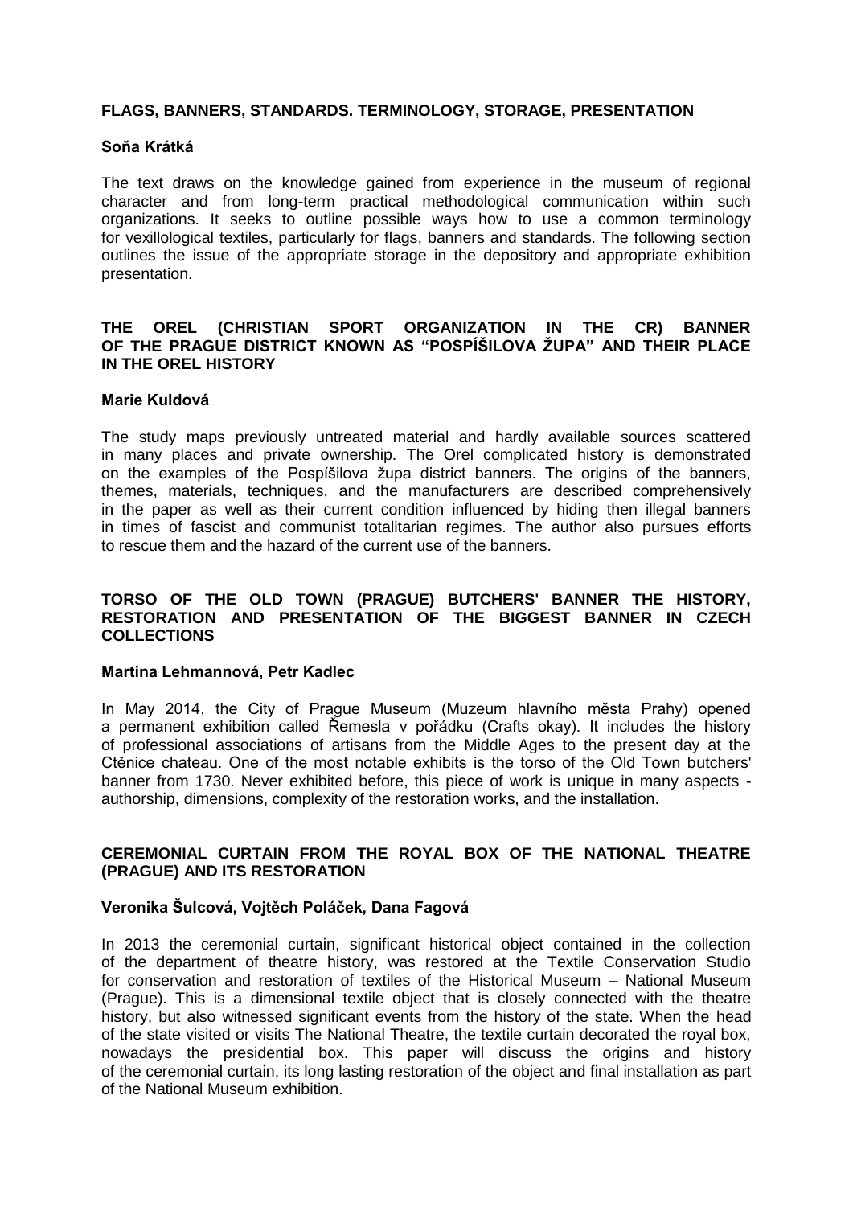## FLAGS, BANNERS, STANDARDS. TERMINOLOGY, STORAGE, PRESENTATION

**Soňa Krátká**

The text draws on the knowledge gained from experience in the museum of regional character and from long-term practical methodological communication within such organizations. It seeks to outline possible ways how to use a common terminology for vexillological textiles, particularly for flags, banners and standards. The following section outlines the issue of the appropriate storage in the depository and appropriate exhibition presentation.

## THE OREL (CHRISTIAN SPORT ORGANIZATION IN THE CR) BANNER OF THE PRAGUE DISTRICT KNOWN AS "POSPÍŠILOVA ŽUPA" AND THEIR PLACE IN THE OREL HISTORY

**Marie Kuldová**

The study maps previously untreated material and hardly available sources scattered in many places and private ownership. The Orel complicated history is demonstrated on the examples of the Pospíšilova župa district banners. The origins of the banners, themes, materials, techniques, and the manufacturers are described comprehensively in the paper as well as their current condition influenced by hiding then illegal banners in times of fascist and communist totalitarian regimes. The author also pursues efforts to rescue them and the hazard of the current use of the banners.

## TORSO OF THE OLD TOWN (PRAGUE) BUTCHERS' BANNER THE HISTORY, RESTORATION AND PRESENTATION OF THE BIGGEST BANNER IN CZECH COLLECTIONS

**Martina Lehmannová, Petr Kadlec**

In May 2014, the City of Prague Museum (Muzeum hlavního města Prahy) opened a permanent exhibition called Řemesla v pořádku (Crafts okay). It includes the history of professional associations of artisans from the Middle Ages to the present day at the Ctěnice chateau. One of the most notable exhibits is the torso of the Old Town butchers' banner from 1730. Never exhibited before, this piece of work is unique in many aspects - authorship, dimensions, complexity of the restoration works, and the installation.

## CEREMONIAL CURTAIN FROM THE ROYAL BOX OF THE NATIONAL THEATRE (PRAGUE) AND ITS RESTORATION

**Veronika Šulcová, Vojtěch Poláček, Dana Fagová**

In 2013 the ceremonial curtain, significant historical object contained in the collection of the department of theatre history, was restored at the Textile Conservation Studio for conservation and restoration of textiles of the Historical Museum – National Museum (Prague). This is a dimensional textile object that is closely connected with the theatre history, but also witnessed significant events from the history of the state. When the head of the state visited or visits The National Theatre, the textile curtain decorated the royal box, nowadays the presidential box. This paper will discuss the origins and history of the ceremonial curtain, its long lasting restoration of the object and final installation as part of the National Museum exhibition.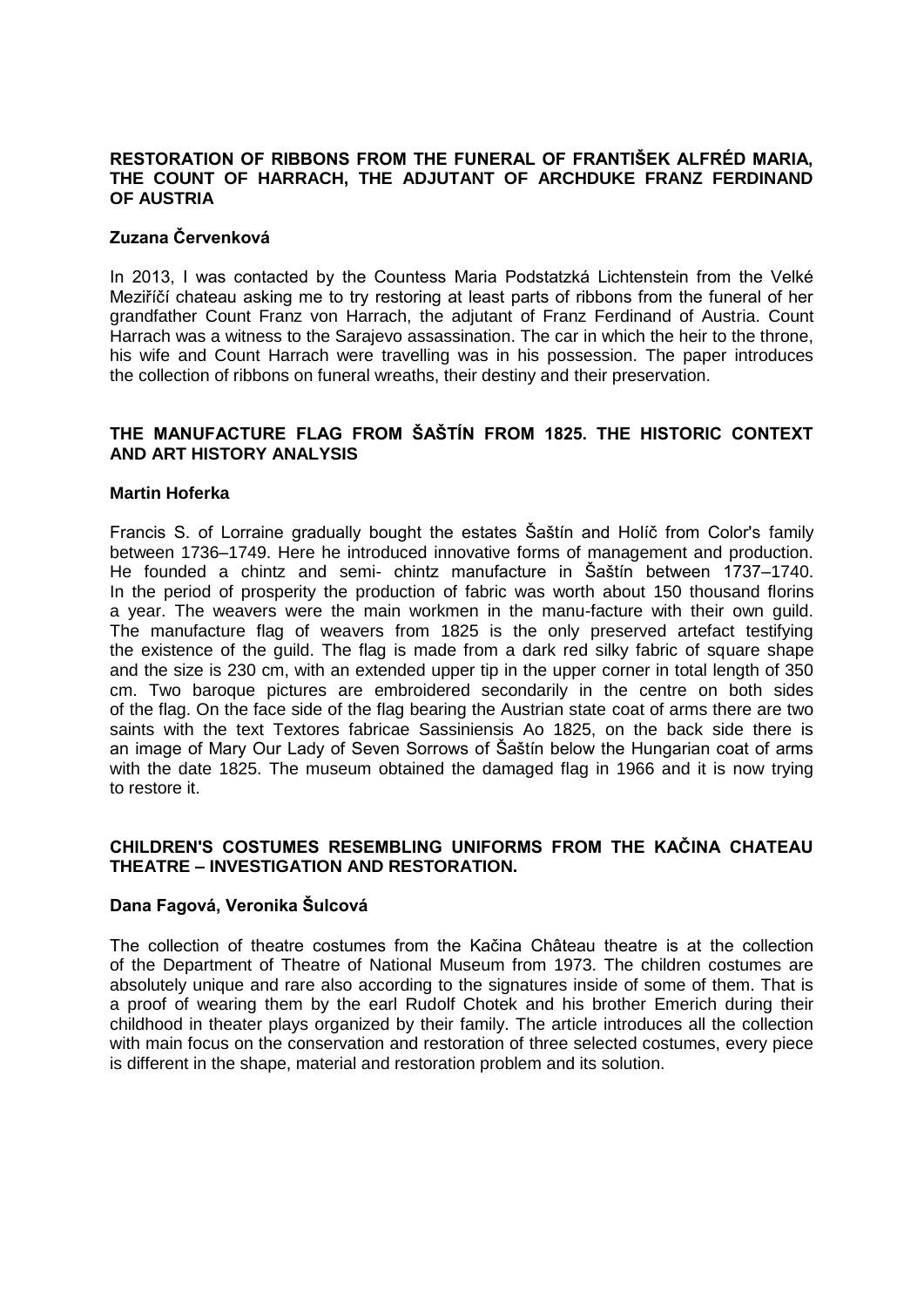## RESTORATION OF RIBBONS FROM THE FUNERAL OF FRANTIŠEK ALFRÉD MARIA, THE COUNT OF HARRACH, THE ADJUTANT OF ARCHDUKE FRANZ FERDINAND OF AUSTRIA

**Zuzana Červenková**

In 2013, I was contacted by the Countess Maria Podstatzká Lichtenstein from the Velké Meziříčí chateau asking me to try restoring at least parts of ribbons from the funeral of her grandfather Count Franz von Harrach, the adjutant of Franz Ferdinand of Austria. Count Harrach was a witness to the Sarajevo assassination. The car in which the heir to the throne, his wife and Count Harrach were travelling was in his possession. The paper introduces the collection of ribbons on funeral wreaths, their destiny and their preservation.

## THE MANUFACTURE FLAG FROM ŠAŠTÍN FROM 1825. THE HISTORIC CONTEXT AND ART HISTORY ANALYSIS

**Martin Hoferka**

Francis S. of Lorraine gradually bought the estates Šaštín and Holíč from Color's family between 1736–1749. Here he introduced innovative forms of management and production. He founded a chintz and semi- chintz manufacture in Šaštín between 1737–1740. In the period of prosperity the production of fabric was worth about 150 thousand florins a year. The weavers were the main workmen in the manu-facture with their own guild. The manufacture flag of weavers from 1825 is the only preserved artefact testifying the existence of the guild. The flag is made from a dark red silky fabric of square shape and the size is 230 cm, with an extended upper tip in the upper corner in total length of 350 cm. Two baroque pictures are embroidered secondarily in the centre on both sides of the flag. On the face side of the flag bearing the Austrian state coat of arms there are two saints with the text Textores fabricae Sassiniensis Ao 1825, on the back side there is an image of Mary Our Lady of Seven Sorrows of Šaštín below the Hungarian coat of arms with the date 1825. The museum obtained the damaged flag in 1966 and it is now trying to restore it.

## CHILDREN'S COSTUMES RESEMBLING UNIFORMS FROM THE KAČINA CHATEAU THEATRE – INVESTIGATION AND RESTORATION.

**Dana Fagová, Veronika Šulcová**

The collection of theatre costumes from the Kačina Château theatre is at the collection of the Department of Theatre of National Museum from 1973. The children costumes are absolutely unique and rare also according to the signatures inside of some of them. That is a proof of wearing them by the earl Rudolf Chotek and his brother Emerich during their childhood in theater plays organized by their family. The article introduces all the collection with main focus on the conservation and restoration of three selected costumes, every piece is different in the shape, material and restoration problem and its solution.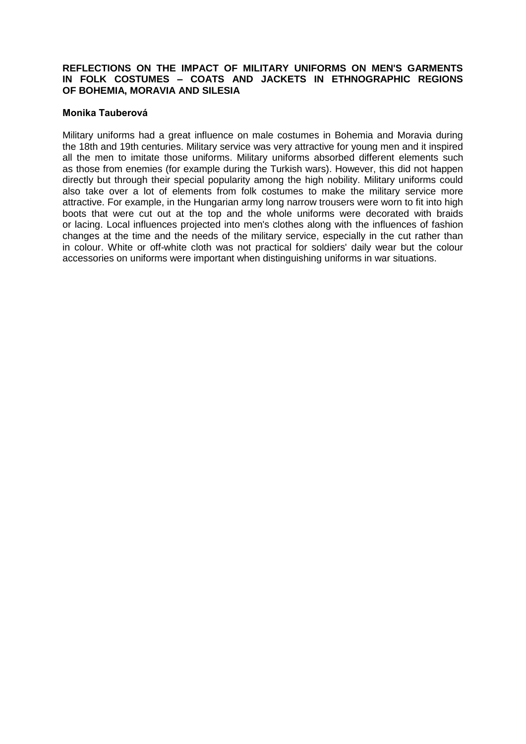## REFLECTIONS ON THE IMPACT OF MILITARY UNIFORMS ON MEN'S GARMENTS IN FOLK COSTUMES – COATS AND JACKETS IN ETHNOGRAPHIC REGIONS OF BOHEMIA, MORAVIA AND SILESIA

**Monika Tauberová**

Military uniforms had a great influence on male costumes in Bohemia and Moravia during the 18th and 19th centuries. Military service was very attractive for young men and it inspired all the men to imitate those uniforms. Military uniforms absorbed different elements such as those from enemies (for example during the Turkish wars). However, this did not happen directly but through their special popularity among the high nobility. Military uniforms could also take over a lot of elements from folk costumes to make the military service more attractive. For example, in the Hungarian army long narrow trousers were worn to fit into high boots that were cut out at the top and the whole uniforms were decorated with braids or lacing. Local influences projected into men's clothes along with the influences of fashion changes at the time and the needs of the military service, especially in the cut rather than in colour. White or off-white cloth was not practical for soldiers' daily wear but the colour accessories on uniforms were important when distinguishing uniforms in war situations.